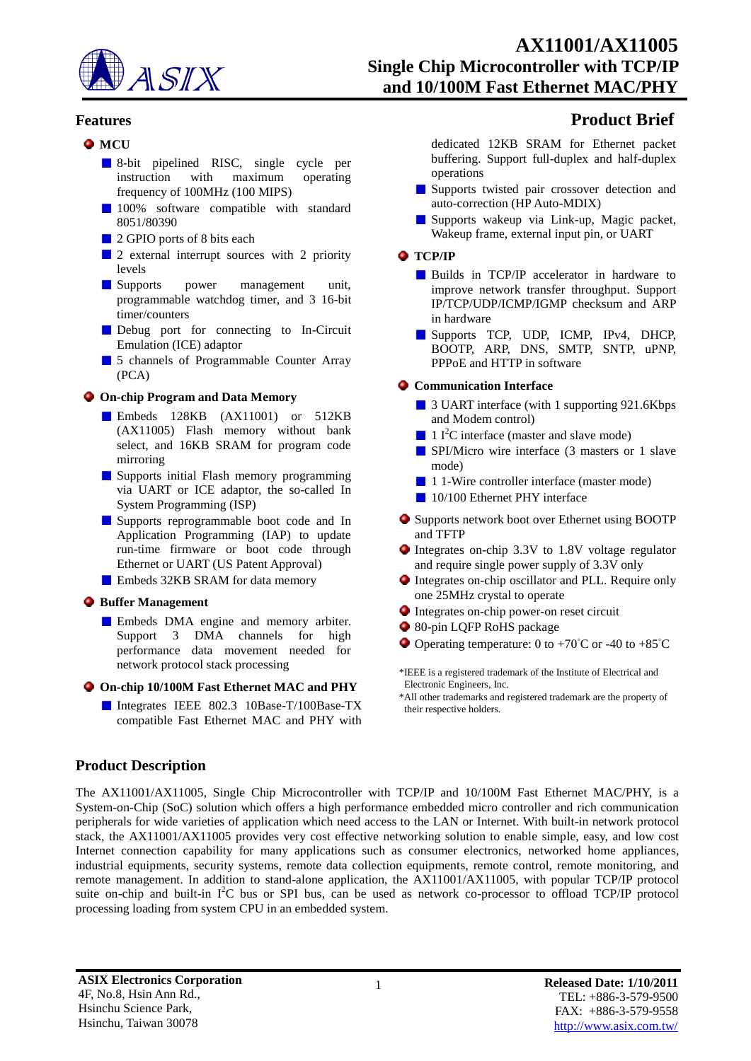# AX11001/AX11005

## Single Chip Microcontroller with TCP/IP and 10/100M Fast Ethernet MAC/PHY

## Features

## Product Brief

- **MCU**
  - 8-bit pipelined RISC, single cycle per instruction with maximum operating frequency of 100MHz (100 MIPS)
  - 100% software compatible with standard 8051/80390
  - 2 GPIO ports of 8 bits each
  - 2 external interrupt sources with 2 priority levels
  - Supports power management unit, programmable watchdog timer, and 3 16-bit timer/counters
  - Debug port for connecting to In-Circuit Emulation (ICE) adaptor
  - 5 channels of Programmable Counter Array (PCA)
- **On-chip Program and Data Memory**
  - Embeds 128KB (AX11001) or 512KB (AX11005) Flash memory without bank select, and 16KB SRAM for program code mirroring
  - Supports initial Flash memory programming via UART or ICE adaptor, the so-called In System Programming (ISP)
  - Supports reprogrammable boot code and In Application Programming (IAP) to update run-time firmware or boot code through Ethernet or UART (US Patent Approval)
  - Embeds 32KB SRAM for data memory
- **Buffer Management**
  - Embeds DMA engine and memory arbiter. Support 3 DMA channels for high performance data movement needed for network protocol stack processing
- **On-chip 10/100M Fast Ethernet MAC and PHY**
  - Integrates IEEE 802.3 10Base-T/100Base-TX compatible Fast Ethernet MAC and PHY with dedicated 12KB SRAM for Ethernet packet buffering. Support full-duplex and half-duplex operations
  - Supports twisted pair crossover detection and auto-correction (HP Auto-MDIX)
  - Supports wakeup via Link-up, Magic packet, Wakeup frame, external input pin, or UART
- **TCP/IP**
  - Builds in TCP/IP accelerator in hardware to improve network transfer throughput. Support IP/TCP/UDP/ICMP/IGMP checksum and ARP in hardware
  - Supports TCP, UDP, ICMP, IPv4, DHCP, BOOTP, ARP, DNS, SMTP, SNTP, uPNP, PPPoE and HTTP in software
- **Communication Interface**
  - 3 UART interface (with 1 supporting 921.6Kbps and Modem control)
  - 1 $I^2C$ interface (master and slave mode)
  - SPI/Micro wire interface (3 masters or 1 slave mode)
  - 1 1-Wire controller interface (master mode)
  - 10/100 Ethernet PHY interface
- Supports network boot over Ethernet using BOOTP and TFTP
- Integrates on-chip 3.3V to 1.8V voltage regulator and require single power supply of 3.3V only
- Integrates on-chip oscillator and PLL. Require only one 25MHz crystal to operate
- Integrates on-chip power-on reset circuit
- 80-pin LQFP RoHS package
- Operating temperature: 0 to +70˚C or -40 to +85˚C

*IEEE is a registered trademark of the Institute of Electrical and Electronic Engineers, Inc.
*All other trademarks and registered trademark are the property of their respective holders.

## Product Description

The AX11001/AX11005, Single Chip Microcontroller with TCP/IP and 10/100M Fast Ethernet MAC/PHY, is a System-on-Chip (SoC) solution which offers a high performance embedded micro controller and rich communication peripherals for wide varieties of application which need access to the LAN or Internet. With built-in network protocol stack, the AX11001/AX11005 provides very cost effective networking solution to enable simple, easy, and low cost Internet connection capability for many applications such as consumer electronics, networked home appliances, industrial equipments, security systems, remote data collection equipments, remote control, remote monitoring, and remote management. In addition to stand-alone application, the AX11001/AX11005, with popular TCP/IP protocol suite on-chip and built-in $I^2C$ bus or SPI bus, can be used as network co-processor to offload TCP/IP protocol processing loading from system CPU in an embedded system.

**ASIX Electronics Corporation**
4F, No.8, Hsin Ann Rd.,
Hsinchu Science Park,
Hsinchu, Taiwan 30078

**Released Date: 1/10/2011**
TEL: +886-3-579-9500
FAX: +886-3-579-9558
http://www.asix.com.tw/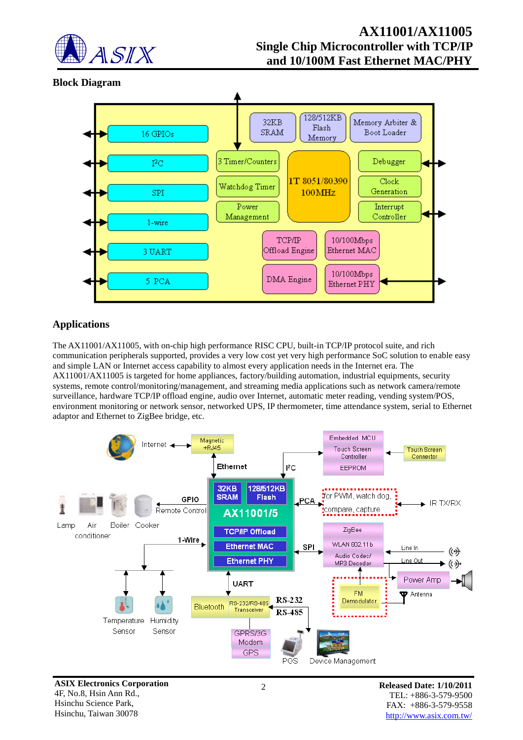## Block Diagram

16 GPIOs
I²C
SPI
1-wire
3 UART
5 PCA
32KB SRAM
128/512KB Flash Memory
Memory Arbiter & Boot Loader
3 Timer/Counters
Watchdog Timer
Power Management
1T 8051/80390 100MHz
Debugger
Clock Generation
Interrupt Controller
TCP/IP Offload Engine
10/100Mbps Ethernet MAC
DMA Engine
10/100Mbps Ethernet PHY

## Applications

The AX11001/AX11005, with on-chip high performance RISC CPU, built-in TCP/IP protocol suite, and rich communication peripherals supported, provides a very low cost yet very high performance SoC solution to enable easy and simple LAN or Internet access capability to almost every application needs in the Internet era. The AX11001/AX11005 is targeted for home appliances, factory/building automation, industrial equipments, security systems, remote control/monitoring/management, and streaming media applications such as network camera/remote surveillance, hardware TCP/IP offload engine, audio over Internet, automatic meter reading, vending system/POS, environment monitoring or network sensor, networked UPS, IP thermometer, time attendance system, serial to Ethernet adaptor and Ethernet to ZigBee bridge, etc.

Internet
Magnetic +RJ45
Ethernet
I²C
Embedded MCU
Touch Screen Controller
EEPROM
Touch Screen Connector
32KB SRAM
128/512KB Flash
AX11001/5
TCP/IP Offload
Ethernet MAC
Ethernet PHY
GPIO
Remote Control
Lamp
Air conditioner
Boiler
Cooker
PCA
for PWM, watch dog, compare, capture
IR TX/RX
1-Wire
SPI
ZigBee
WLAN 802.11b
Audio Codec/ MP3 Decoder
Line In
Line Out
Power Amp
FM Demodulator
Antenna
UART
Temperature Sensor
Humidity Sensor
Bluetooth
RS-232/RS-485 Transceiver
RS-232
RS-485
GPRS/3G Modem
GPS
POS
Device Management